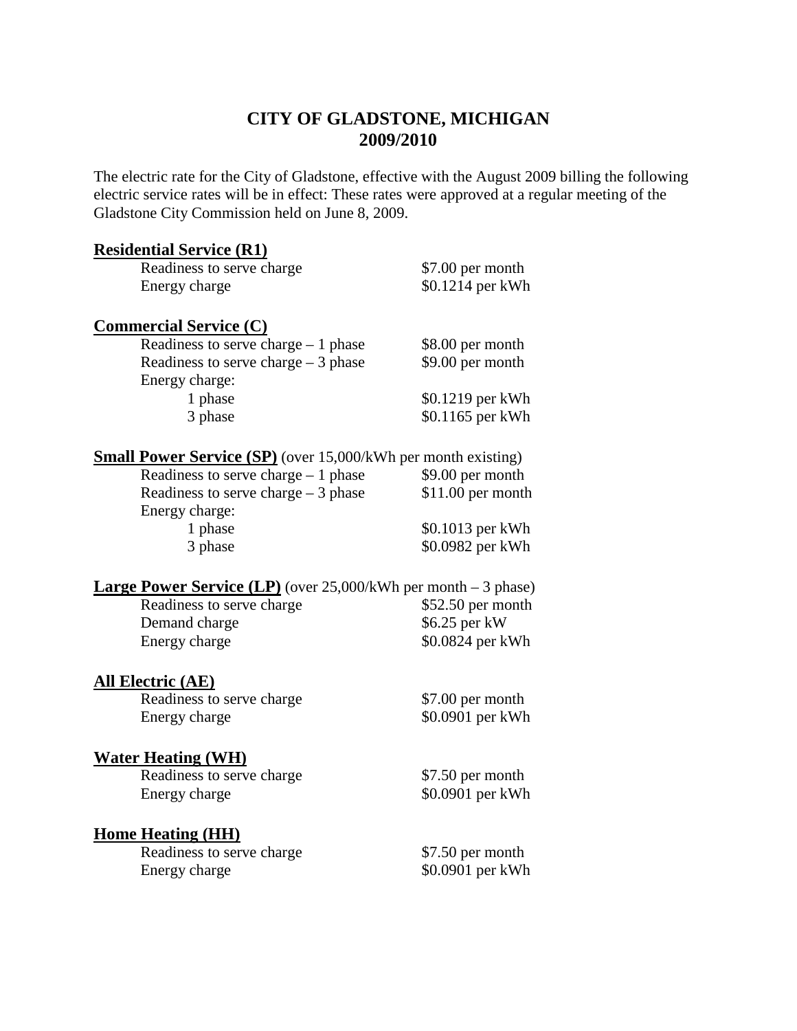# CITY OF GLADSTONE, MICHIGAN
# 2009/2010

The electric rate for the City of Gladstone, effective with the August 2009 billing the following electric service rates will be in effect: These rates were approved at a regular meeting of the Gladstone City Commission held on June 8, 2009.

**Residential Service (R1)**

| | |
|---|---|
| Readiness to serve charge | $7.00 per month |
| Energy charge | $0.1214 per kWh |

**Commercial Service (C)**

| | |
|---|---|
| Readiness to serve charge – 1 phase | $8.00 per month |
| Readiness to serve charge – 3 phase | $9.00 per month |
| Energy charge: | |
| 1 phase | $0.1219 per kWh |
| 3 phase | $0.1165 per kWh |

**Small Power Service (SP)** (over 15,000/kWh per month existing)

| | |
|---|---|
| Readiness to serve charge – 1 phase | $9.00 per month |
| Readiness to serve charge – 3 phase | $11.00 per month |
| Energy charge: | |
| 1 phase | $0.1013 per kWh |
| 3 phase | $0.0982 per kWh |

**Large Power Service (LP)** (over 25,000/kWh per month – 3 phase)

| | |
|---|---|
| Readiness to serve charge | $52.50 per month |
| Demand charge | $6.25 per kW |
| Energy charge | $0.0824 per kWh |

**All Electric (AE)**

| | |
|---|---|
| Readiness to serve charge | $7.00 per month |
| Energy charge | $0.0901 per kWh |

**Water Heating (WH)**

| | |
|---|---|
| Readiness to serve charge | $7.50 per month |
| Energy charge | $0.0901 per kWh |

**Home Heating (HH)**

| | |
|---|---|
| Readiness to serve charge | $7.50 per month |
| Energy charge | $0.0901 per kWh |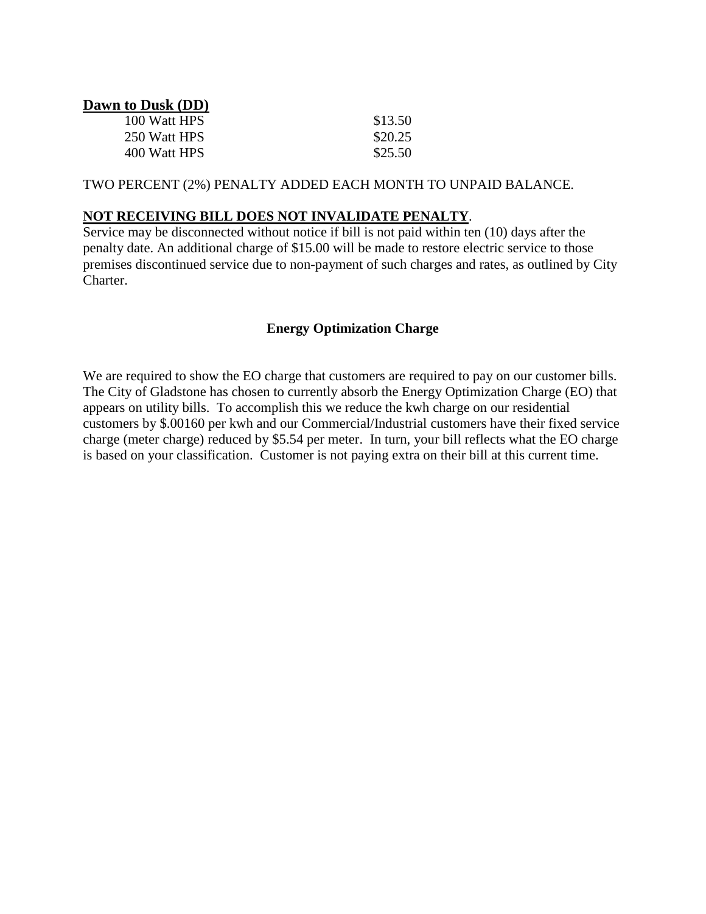**Dawn to Dusk (DD)**

| | |
|---|---|
| 100 Watt HPS | $13.50 |
| 250 Watt HPS | $20.25 |
| 400 Watt HPS | $25.50 |

TWO PERCENT (2%) PENALTY ADDED EACH MONTH TO UNPAID BALANCE.

**NOT RECEIVING BILL DOES NOT INVALIDATE PENALTY**.
Service may be disconnected without notice if bill is not paid within ten (10) days after the penalty date. An additional charge of $15.00 will be made to restore electric service to those premises discontinued service due to non-payment of such charges and rates, as outlined by City Charter.

## Energy Optimization Charge

We are required to show the EO charge that customers are required to pay on our customer bills. The City of Gladstone has chosen to currently absorb the Energy Optimization Charge (EO) that appears on utility bills. To accomplish this we reduce the kwh charge on our residential customers by $.00160 per kwh and our Commercial/Industrial customers have their fixed service charge (meter charge) reduced by $5.54 per meter. In turn, your bill reflects what the EO charge is based on your classification. Customer is not paying extra on their bill at this current time.